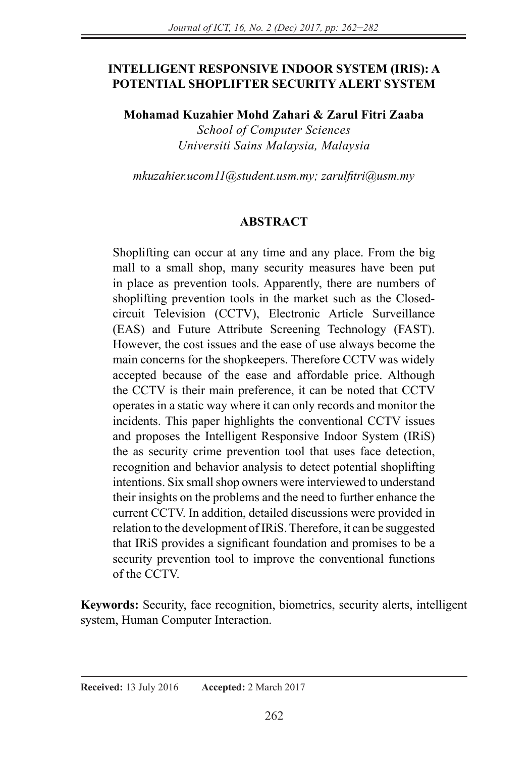# INTELLIGENT RESPONSIVE INDOOR SYSTEM (IRIS): A POTENTIAL SHOPLIFTER SECURITY ALERT SYSTEM

**Mohamad Kuzahier Mohd Zahari & Zarul Fitri Zaaba**

*School of Computer Sciences*
*Universiti Sains Malaysia, Malaysia*

*mkuzahier.ucom11@student.usm.my; zarulfitri@usm.my*

## ABSTRACT

Shoplifting can occur at any time and any place. From the big mall to a small shop, many security measures have been put in place as prevention tools. Apparently, there are numbers of shoplifting prevention tools in the market such as the Closed-circuit Television (CCTV), Electronic Article Surveillance (EAS) and Future Attribute Screening Technology (FAST). However, the cost issues and the ease of use always become the main concerns for the shopkeepers. Therefore CCTV was widely accepted because of the ease and affordable price. Although the CCTV is their main preference, it can be noted that CCTV operates in a static way where it can only records and monitor the incidents. This paper highlights the conventional CCTV issues and proposes the Intelligent Responsive Indoor System (IRiS) the as security crime prevention tool that uses face detection, recognition and behavior analysis to detect potential shoplifting intentions. Six small shop owners were interviewed to understand their insights on the problems and the need to further enhance the current CCTV. In addition, detailed discussions were provided in relation to the development of IRiS. Therefore, it can be suggested that IRiS provides a significant foundation and promises to be a security prevention tool to improve the conventional functions of the CCTV.

**Keywords:** Security, face recognition, biometrics, security alerts, intelligent system, Human Computer Interaction.

**Received:** 13 July 2016 **Accepted:** 2 March 2017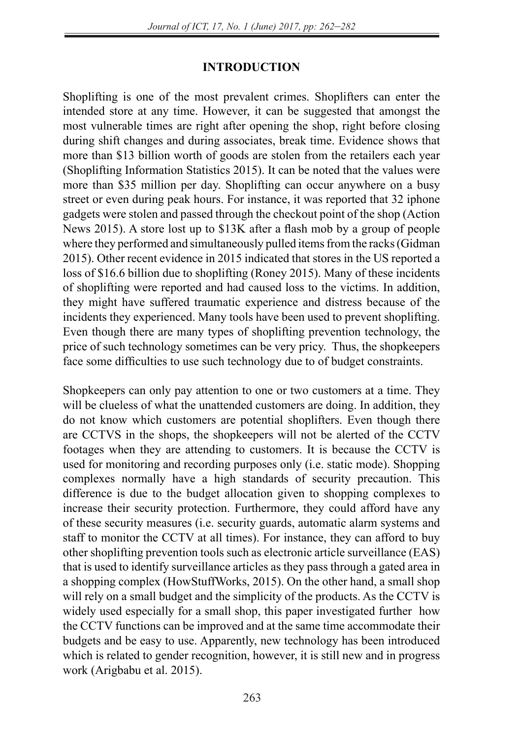# INTRODUCTION

Shoplifting is one of the most prevalent crimes. Shoplifters can enter the intended store at any time. However, it can be suggested that amongst the most vulnerable times are right after opening the shop, right before closing during shift changes and during associates, break time. Evidence shows that more than $13 billion worth of goods are stolen from the retailers each year (Shoplifting Information Statistics 2015). It can be noted that the values were more than $35 million per day. Shoplifting can occur anywhere on a busy street or even during peak hours. For instance, it was reported that 32 iphone gadgets were stolen and passed through the checkout point of the shop (Action News 2015). A store lost up to $13K after a flash mob by a group of people where they performed and simultaneously pulled items from the racks (Gidman 2015). Other recent evidence in 2015 indicated that stores in the US reported a loss of $16.6 billion due to shoplifting (Roney 2015). Many of these incidents of shoplifting were reported and had caused loss to the victims. In addition, they might have suffered traumatic experience and distress because of the incidents they experienced. Many tools have been used to prevent shoplifting. Even though there are many types of shoplifting prevention technology, the price of such technology sometimes can be very pricy. Thus, the shopkeepers face some difficulties to use such technology due to of budget constraints.

Shopkeepers can only pay attention to one or two customers at a time. They will be clueless of what the unattended customers are doing. In addition, they do not know which customers are potential shoplifters. Even though there are CCTVS in the shops, the shopkeepers will not be alerted of the CCTV footages when they are attending to customers. It is because the CCTV is used for monitoring and recording purposes only (i.e. static mode). Shopping complexes normally have a high standards of security precaution. This difference is due to the budget allocation given to shopping complexes to increase their security protection. Furthermore, they could afford have any of these security measures (i.e. security guards, automatic alarm systems and staff to monitor the CCTV at all times). For instance, they can afford to buy other shoplifting prevention tools such as electronic article surveillance (EAS) that is used to identify surveillance articles as they pass through a gated area in a shopping complex (HowStuffWorks, 2015). On the other hand, a small shop will rely on a small budget and the simplicity of the products. As the CCTV is widely used especially for a small shop, this paper investigated further how the CCTV functions can be improved and at the same time accommodate their budgets and be easy to use. Apparently, new technology has been introduced which is related to gender recognition, however, it is still new and in progress work (Arigbabu et al. 2015).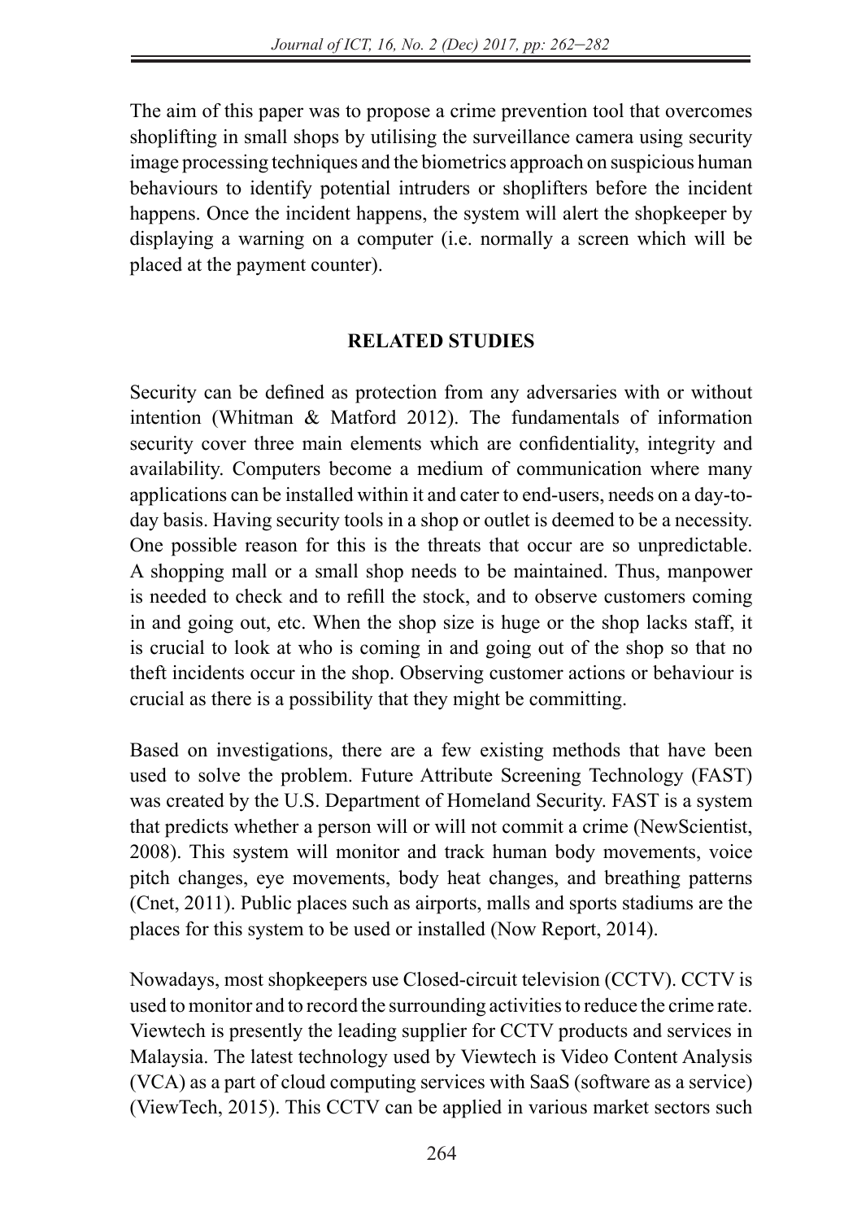The aim of this paper was to propose a crime prevention tool that overcomes shoplifting in small shops by utilising the surveillance camera using security image processing techniques and the biometrics approach on suspicious human behaviours to identify potential intruders or shoplifters before the incident happens. Once the incident happens, the system will alert the shopkeeper by displaying a warning on a computer (i.e. normally a screen which will be placed at the payment counter).

## RELATED STUDIES

Security can be defined as protection from any adversaries with or without intention (Whitman & Matford 2012). The fundamentals of information security cover three main elements which are confidentiality, integrity and availability. Computers become a medium of communication where many applications can be installed within it and cater to end-users, needs on a day-to-day basis. Having security tools in a shop or outlet is deemed to be a necessity. One possible reason for this is the threats that occur are so unpredictable. A shopping mall or a small shop needs to be maintained. Thus, manpower is needed to check and to refill the stock, and to observe customers coming in and going out, etc. When the shop size is huge or the shop lacks staff, it is crucial to look at who is coming in and going out of the shop so that no theft incidents occur in the shop. Observing customer actions or behaviour is crucial as there is a possibility that they might be committing.

Based on investigations, there are a few existing methods that have been used to solve the problem. Future Attribute Screening Technology (FAST) was created by the U.S. Department of Homeland Security. FAST is a system that predicts whether a person will or will not commit a crime (NewScientist, 2008). This system will monitor and track human body movements, voice pitch changes, eye movements, body heat changes, and breathing patterns (Cnet, 2011). Public places such as airports, malls and sports stadiums are the places for this system to be used or installed (Now Report, 2014).

Nowadays, most shopkeepers use Closed-circuit television (CCTV). CCTV is used to monitor and to record the surrounding activities to reduce the crime rate. Viewtech is presently the leading supplier for CCTV products and services in Malaysia. The latest technology used by Viewtech is Video Content Analysis (VCA) as a part of cloud computing services with SaaS (software as a service) (ViewTech, 2015). This CCTV can be applied in various market sectors such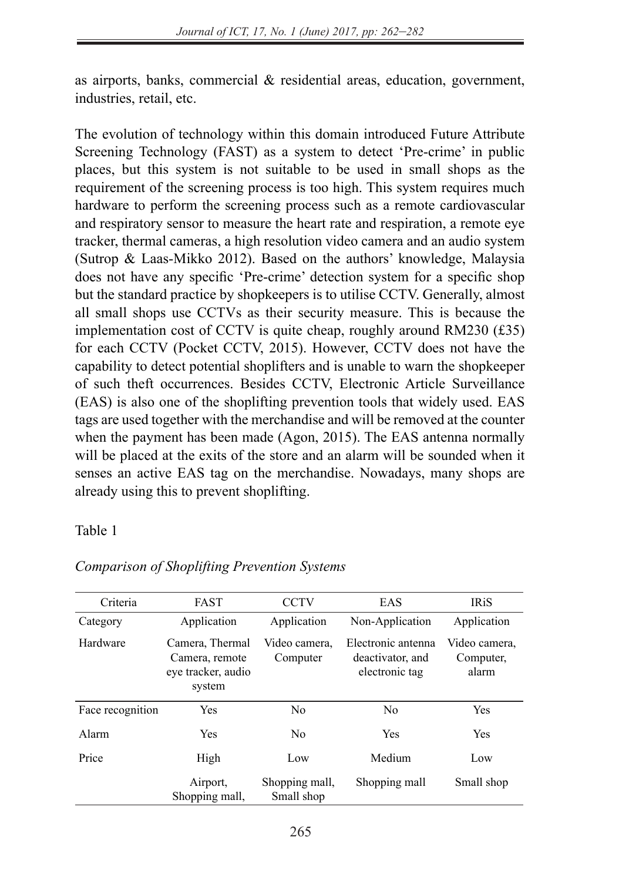as airports, banks, commercial & residential areas, education, government, industries, retail, etc.

The evolution of technology within this domain introduced Future Attribute Screening Technology (FAST) as a system to detect 'Pre-crime' in public places, but this system is not suitable to be used in small shops as the requirement of the screening process is too high. This system requires much hardware to perform the screening process such as a remote cardiovascular and respiratory sensor to measure the heart rate and respiration, a remote eye tracker, thermal cameras, a high resolution video camera and an audio system (Sutrop & Laas-Mikko 2012). Based on the authors' knowledge, Malaysia does not have any specific 'Pre-crime' detection system for a specific shop but the standard practice by shopkeepers is to utilise CCTV. Generally, almost all small shops use CCTVs as their security measure. This is because the implementation cost of CCTV is quite cheap, roughly around RM230 (£35) for each CCTV (Pocket CCTV, 2015). However, CCTV does not have the capability to detect potential shoplifters and is unable to warn the shopkeeper of such theft occurrences. Besides CCTV, Electronic Article Surveillance (EAS) is also one of the shoplifting prevention tools that widely used. EAS tags are used together with the merchandise and will be removed at the counter when the payment has been made (Agon, 2015). The EAS antenna normally will be placed at the exits of the store and an alarm will be sounded when it senses an active EAS tag on the merchandise. Nowadays, many shops are already using this to prevent shoplifting.

Table 1

*Comparison of Shoplifting Prevention Systems*

| Criteria | FAST | CCTV | EAS | IRiS |
|---|---|---|---|---|
| Category | Application | Application | Non-Application | Application |
| Hardware | Camera, Thermal Camera, remote eye tracker, audio system | Video camera, Computer | Electronic antenna deactivator, and electronic tag | Video camera, Computer, alarm |
| Face recognition | Yes | No | No | Yes |
| Alarm | Yes | No | Yes | Yes |
| Price | High | Low | Medium | Low |
| | Airport, Shopping mall, | Shopping mall, Small shop | Shopping mall | Small shop |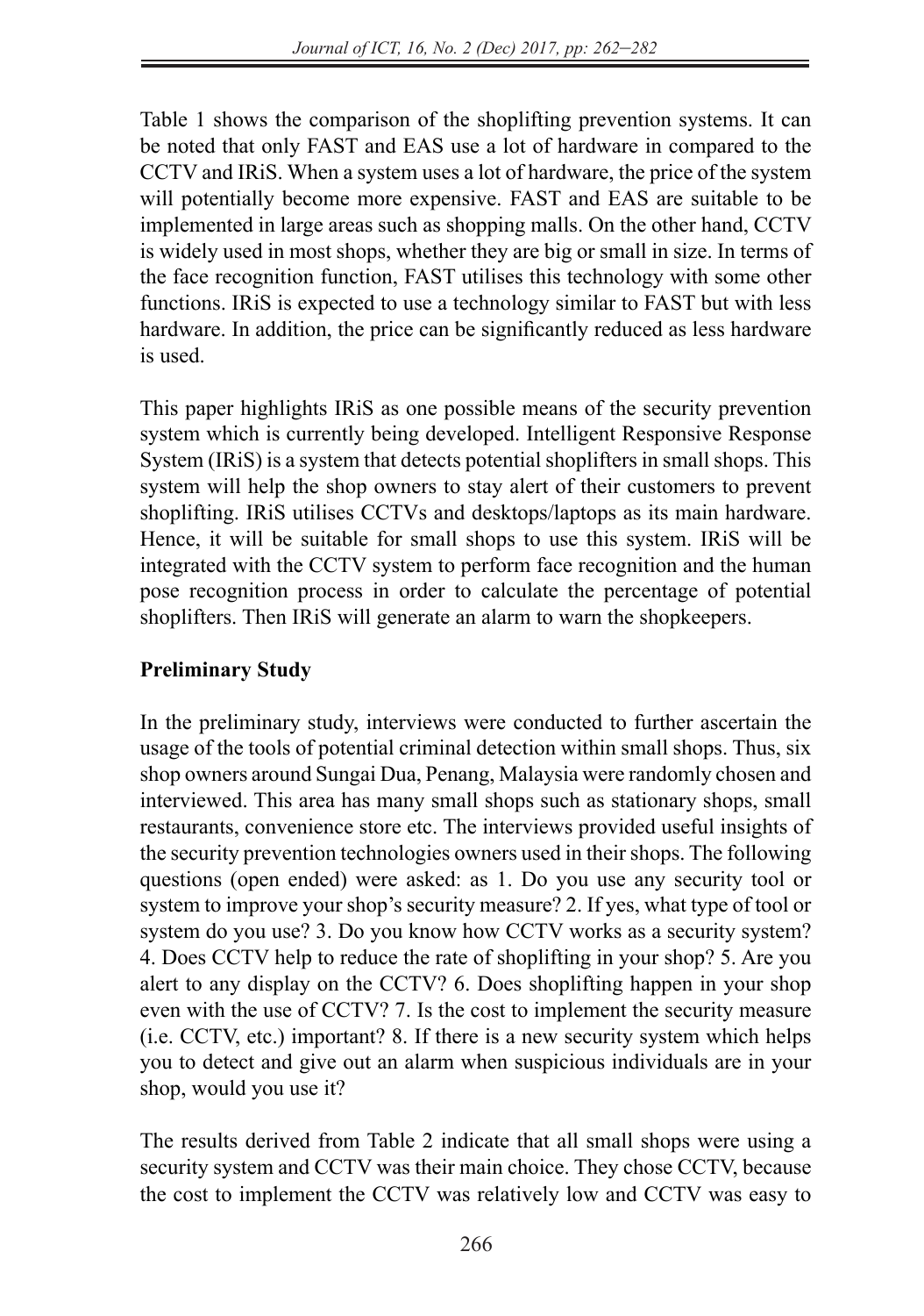Table 1 shows the comparison of the shoplifting prevention systems. It can be noted that only FAST and EAS use a lot of hardware in compared to the CCTV and IRiS. When a system uses a lot of hardware, the price of the system will potentially become more expensive. FAST and EAS are suitable to be implemented in large areas such as shopping malls. On the other hand, CCTV is widely used in most shops, whether they are big or small in size. In terms of the face recognition function, FAST utilises this technology with some other functions. IRiS is expected to use a technology similar to FAST but with less hardware. In addition, the price can be significantly reduced as less hardware is used.

This paper highlights IRiS as one possible means of the security prevention system which is currently being developed. Intelligent Responsive Response System (IRiS) is a system that detects potential shoplifters in small shops. This system will help the shop owners to stay alert of their customers to prevent shoplifting. IRiS utilises CCTVs and desktops/laptops as its main hardware. Hence, it will be suitable for small shops to use this system. IRiS will be integrated with the CCTV system to perform face recognition and the human pose recognition process in order to calculate the percentage of potential shoplifters. Then IRiS will generate an alarm to warn the shopkeepers.

**Preliminary Study**

In the preliminary study, interviews were conducted to further ascertain the usage of the tools of potential criminal detection within small shops. Thus, six shop owners around Sungai Dua, Penang, Malaysia were randomly chosen and interviewed. This area has many small shops such as stationary shops, small restaurants, convenience store etc. The interviews provided useful insights of the security prevention technologies owners used in their shops. The following questions (open ended) were asked: as 1. Do you use any security tool or system to improve your shop's security measure? 2. If yes, what type of tool or system do you use? 3. Do you know how CCTV works as a security system? 4. Does CCTV help to reduce the rate of shoplifting in your shop? 5. Are you alert to any display on the CCTV? 6. Does shoplifting happen in your shop even with the use of CCTV? 7. Is the cost to implement the security measure (i.e. CCTV, etc.) important? 8. If there is a new security system which helps you to detect and give out an alarm when suspicious individuals are in your shop, would you use it?

The results derived from Table 2 indicate that all small shops were using a security system and CCTV was their main choice. They chose CCTV, because the cost to implement the CCTV was relatively low and CCTV was easy to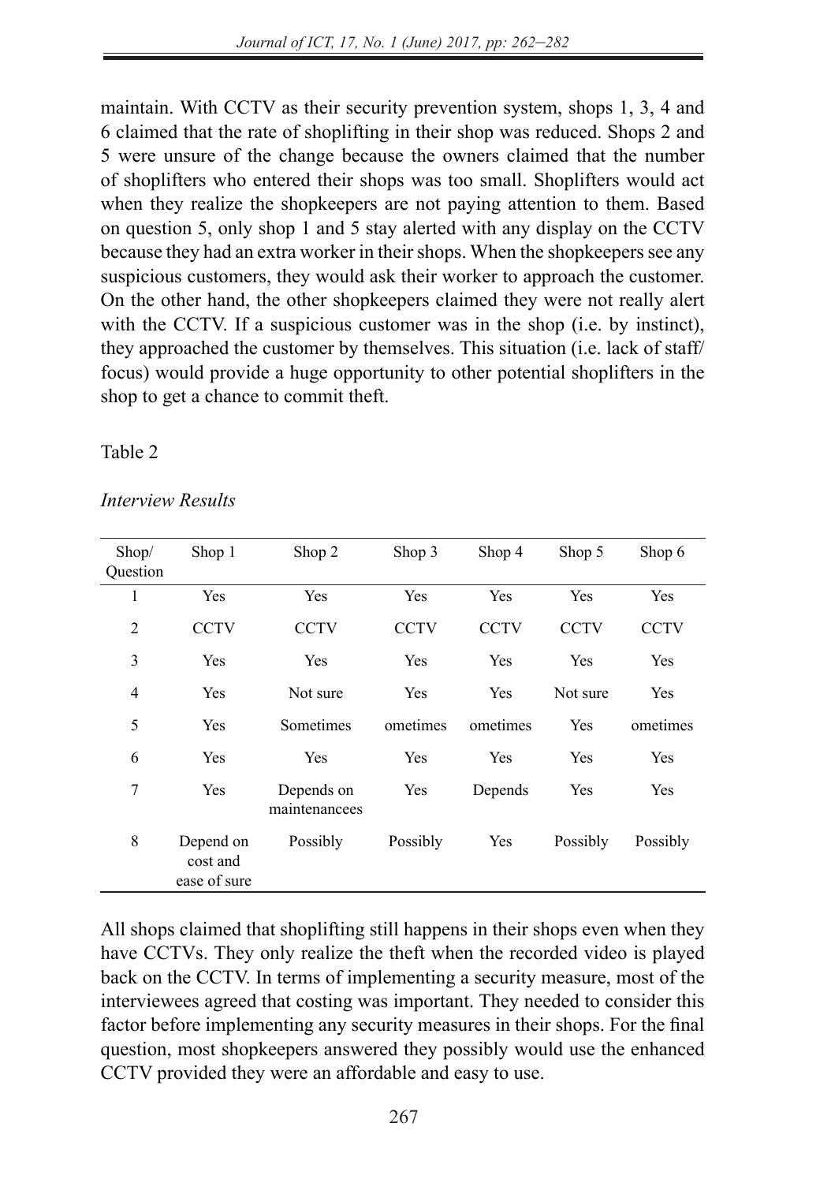maintain. With CCTV as their security prevention system, shops 1, 3, 4 and 6 claimed that the rate of shoplifting in their shop was reduced. Shops 2 and 5 were unsure of the change because the owners claimed that the number of shoplifters who entered their shops was too small. Shoplifters would act when they realize the shopkeepers are not paying attention to them. Based on question 5, only shop 1 and 5 stay alerted with any display on the CCTV because they had an extra worker in their shops. When the shopkeepers see any suspicious customers, they would ask their worker to approach the customer. On the other hand, the other shopkeepers claimed they were not really alert with the CCTV. If a suspicious customer was in the shop (i.e. by instinct), they approached the customer by themselves. This situation (i.e. lack of staff/focus) would provide a huge opportunity to other potential shoplifters in the shop to get a chance to commit theft.

Table 2

*Interview Results*

| Shop/ Question | Shop 1 | Shop 2 | Shop 3 | Shop 4 | Shop 5 | Shop 6 |
|---|---|---|---|---|---|---|
| 1 | Yes | Yes | Yes | Yes | Yes | Yes |
| 2 | CCTV | CCTV | CCTV | CCTV | CCTV | CCTV |
| 3 | Yes | Yes | Yes | Yes | Yes | Yes |
| 4 | Yes | Not sure | Yes | Yes | Not sure | Yes |
| 5 | Yes | Sometimes | ometimes | ometimes | Yes | ometimes |
| 6 | Yes | Yes | Yes | Yes | Yes | Yes |
| 7 | Yes | Depends on maintenancees | Yes | Depends | Yes | Yes |
| 8 | Depend on cost and ease of sure | Possibly | Possibly | Yes | Possibly | Possibly |

All shops claimed that shoplifting still happens in their shops even when they have CCTVs. They only realize the theft when the recorded video is played back on the CCTV. In terms of implementing a security measure, most of the interviewees agreed that costing was important. They needed to consider this factor before implementing any security measures in their shops. For the final question, most shopkeepers answered they possibly would use the enhanced CCTV provided they were an affordable and easy to use.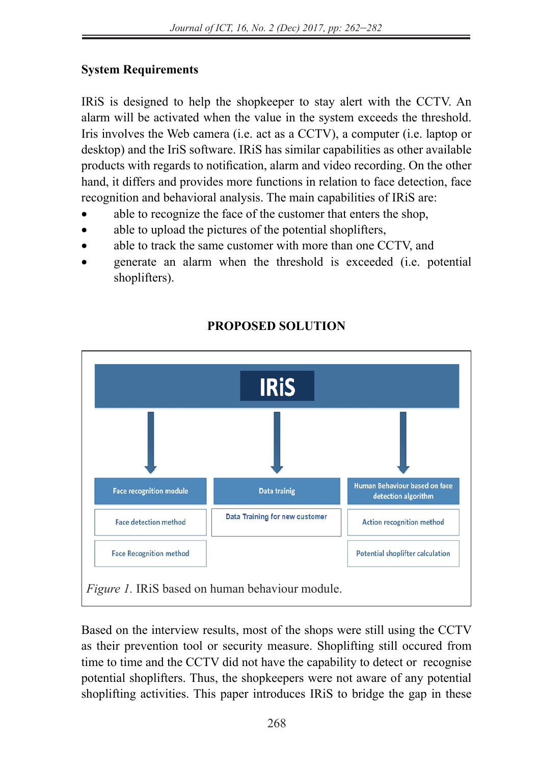## System Requirements

IRiS is designed to help the shopkeeper to stay alert with the CCTV. An alarm will be activated when the value in the system exceeds the threshold. Iris involves the Web camera (i.e. act as a CCTV), a computer (i.e. laptop or desktop) and the IriS software. IRiS has similar capabilities as other available products with regards to notification, alarm and video recording. On the other hand, it differs and provides more functions in relation to face detection, face recognition and behavioral analysis. The main capabilities of IRiS are:

- able to recognize the face of the customer that enters the shop,
- able to upload the pictures of the potential shoplifters,
- able to track the same customer with more than one CCTV, and
- generate an alarm when the threshold is exceeded (i.e. potential shoplifters).

# PROPOSED SOLUTION

IRiS

| Face recognition module | Data trainig | Human Behaviour based on face detection algorithm |
| --- | --- | --- |
| Face detection method | Data Training for new customer | Action recognition method |
| Face Recognition method | | Potential shoplifter calculation |

*Figure 1.* IRiS based on human behaviour module.

Based on the interview results, most of the shops were still using the CCTV as their prevention tool or security measure. Shoplifting still occured from time to time and the CCTV did not have the capability to detect or recognise potential shoplifters. Thus, the shopkeepers were not aware of any potential shoplifting activities. This paper introduces IRiS to bridge the gap in these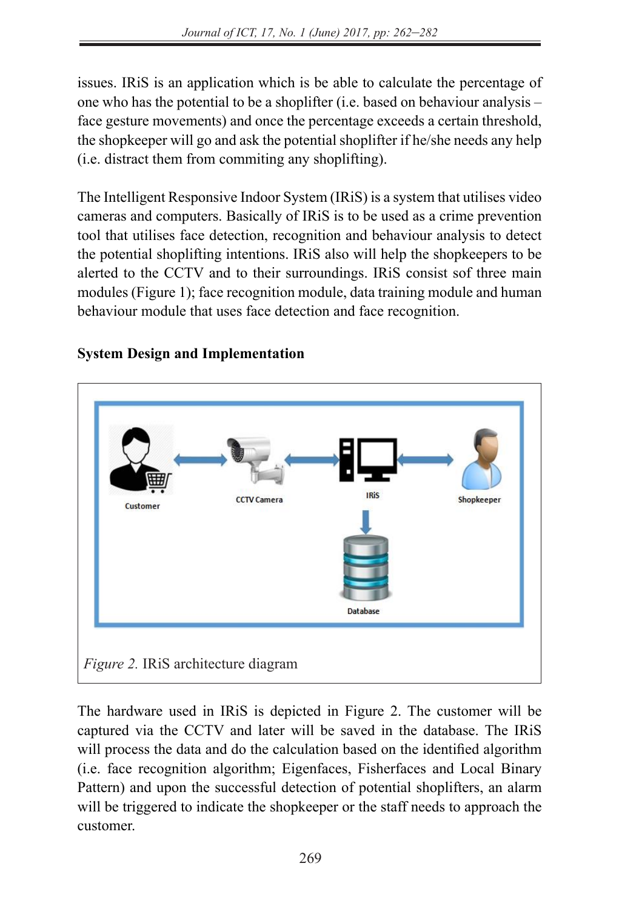issues. IRiS is an application which is be able to calculate the percentage of one who has the potential to be a shoplifter (i.e. based on behaviour analysis – face gesture movements) and once the percentage exceeds a certain threshold, the shopkeeper will go and ask the potential shoplifter if he/she needs any help (i.e. distract them from commiting any shoplifting).

The Intelligent Responsive Indoor System (IRiS) is a system that utilises video cameras and computers. Basically of IRiS is to be used as a crime prevention tool that utilises face detection, recognition and behaviour analysis to detect the potential shoplifting intentions. IRiS also will help the shopkeepers to be alerted to the CCTV and to their surroundings. IRiS consist sof three main modules (Figure 1); face recognition module, data training module and human behaviour module that uses face detection and face recognition.

## System Design and Implementation

*Figure 2.* IRiS architecture diagram

The hardware used in IRiS is depicted in Figure 2. The customer will be captured via the CCTV and later will be saved in the database. The IRiS will process the data and do the calculation based on the identified algorithm (i.e. face recognition algorithm; Eigenfaces, Fisherfaces and Local Binary Pattern) and upon the successful detection of potential shoplifters, an alarm will be triggered to indicate the shopkeeper or the staff needs to approach the customer.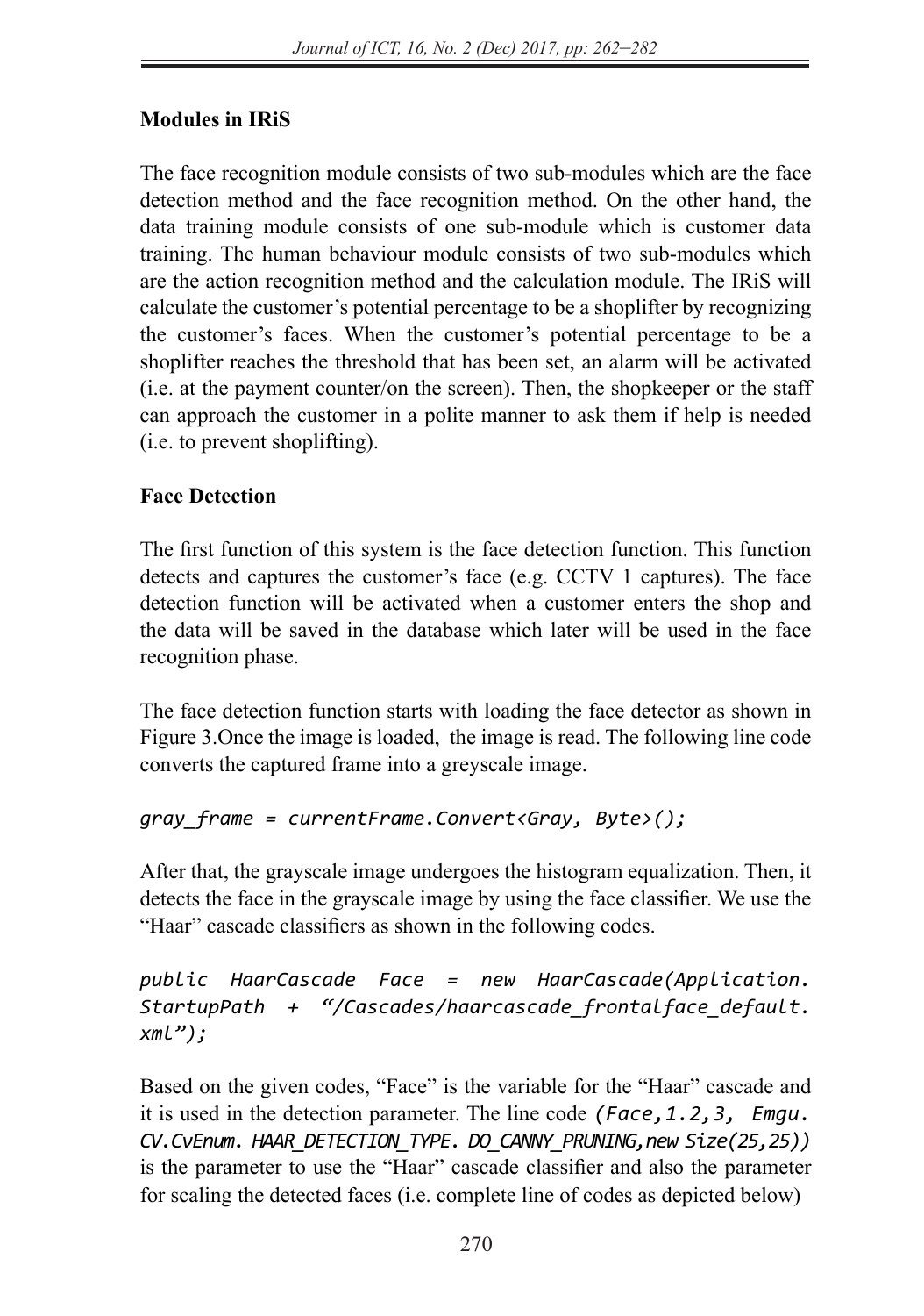**Modules in IRiS**

The face recognition module consists of two sub-modules which are the face detection method and the face recognition method. On the other hand, the data training module consists of one sub-module which is customer data training. The human behaviour module consists of two sub-modules which are the action recognition method and the calculation module. The IRiS will calculate the customer's potential percentage to be a shoplifter by recognizing the customer's faces. When the customer's potential percentage to be a shoplifter reaches the threshold that has been set, an alarm will be activated (i.e. at the payment counter/on the screen). Then, the shopkeeper or the staff can approach the customer in a polite manner to ask them if help is needed (i.e. to prevent shoplifting).

**Face Detection**

The first function of this system is the face detection function. This function detects and captures the customer's face (e.g. CCTV 1 captures). The face detection function will be activated when a customer enters the shop and the data will be saved in the database which later will be used in the face recognition phase.

The face detection function starts with loading the face detector as shown in Figure 3.Once the image is loaded, the image is read. The following line code converts the captured frame into a greyscale image.

```
gray_frame = currentFrame.Convert<Gray, Byte>();
```

After that, the grayscale image undergoes the histogram equalization. Then, it detects the face in the grayscale image by using the face classifier. We use the "Haar" cascade classifiers as shown in the following codes.

```
public HaarCascade Face = new HaarCascade(Application.
StartupPath + "/Cascades/haarcascade_frontalface_default.
xml");
```

Based on the given codes, "Face" is the variable for the "Haar" cascade and it is used in the detection parameter. The line code `(Face,1.2,3, Emgu.CV.CvEnum. HAAR_DETECTION_TYPE. DO_CANNY_PRUNING,new Size(25,25))` is the parameter to use the "Haar" cascade classifier and also the parameter for scaling the detected faces (i.e. complete line of codes as depicted below)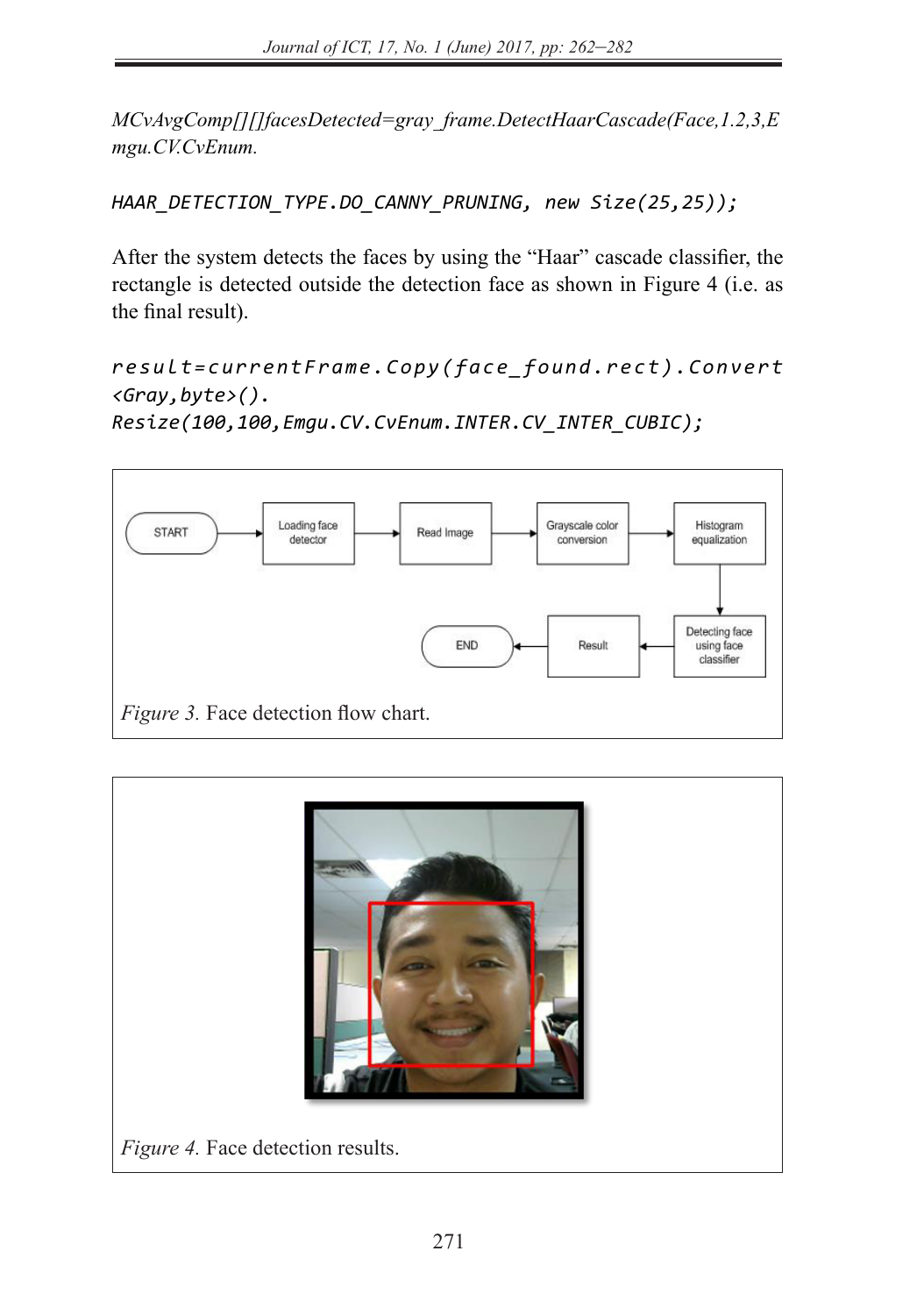*MCvAvgComp[][]facesDetected=gray_frame.DetectHaarCascade(Face,1.2,3,Emgu.CV.CvEnum.*

```
HAAR_DETECTION_TYPE.DO_CANNY_PRUNING, new Size(25,25));
```

After the system detects the faces by using the "Haar" cascade classifier, the rectangle is detected outside the detection face as shown in Figure 4 (i.e. as the final result).

```
result=currentFrame.Copy(face_found.rect).Convert
<Gray,byte>().
Resize(100,100,Emgu.CV.CvEnum.INTER.CV_INTER_CUBIC);
```

START → Loading face detector → Read Image → Grayscale color conversion → Histogram equalization → Detecting face using face classifier → Result → END

*Figure 3.* Face detection flow chart.

*Figure 4.* Face detection results.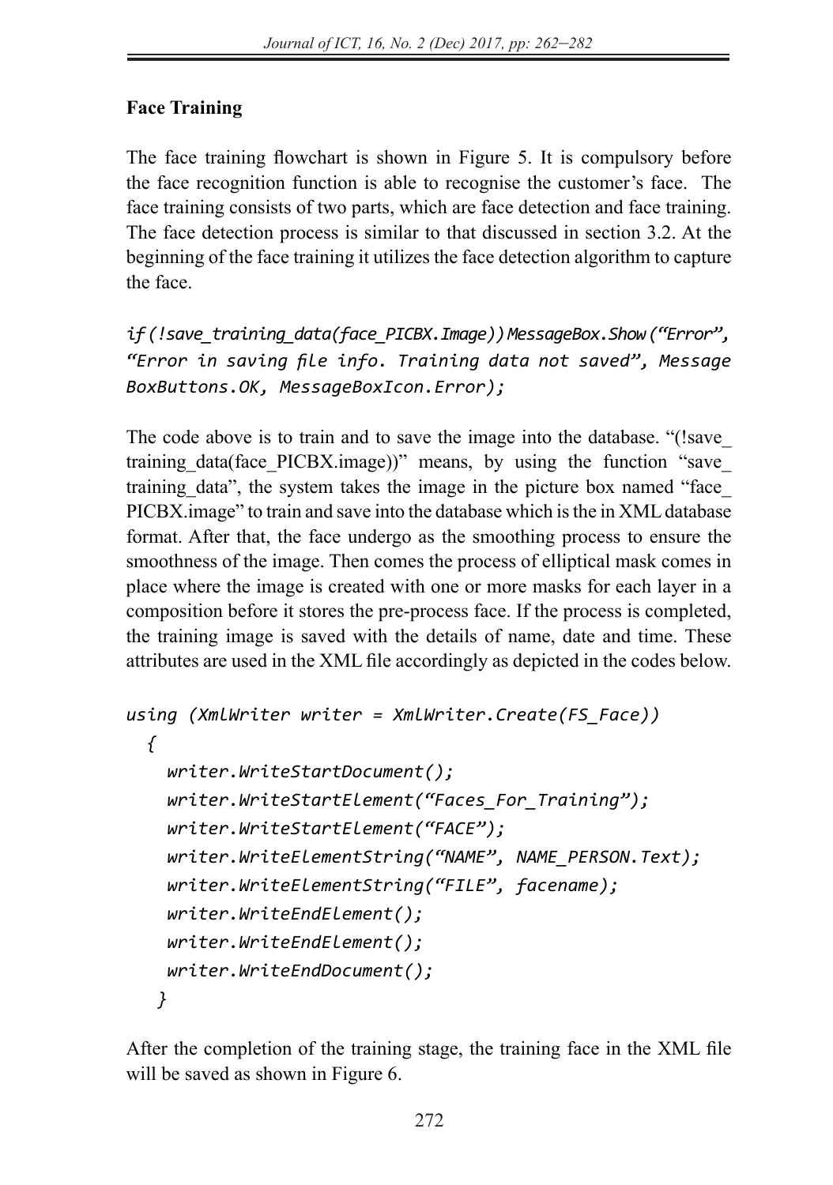### Face Training

The face training flowchart is shown in Figure 5. It is compulsory before the face recognition function is able to recognise the customer's face. The face training consists of two parts, which are face detection and face training. The face detection process is similar to that discussed in section 3.2. At the beginning of the face training it utilizes the face detection algorithm to capture the face.

```
if(!save_training_data(face_PICBX.Image))MessageBox.Show(“Error”,
“Error in saving file info. Training data not saved”, Message
BoxButtons.OK, MessageBoxIcon.Error);
```

The code above is to train and to save the image into the database. "(!save_training_data(face_PICBX.image))" means, by using the function "save_training_data", the system takes the image in the picture box named "face_PICBX.image" to train and save into the database which is the in XML database format. After that, the face undergo as the smoothing process to ensure the smoothness of the image. Then comes the process of elliptical mask comes in place where the image is created with one or more masks for each layer in a composition before it stores the pre-process face. If the process is completed, the training image is saved with the details of name, date and time. These attributes are used in the XML file accordingly as depicted in the codes below.

```
using (XmlWriter writer = XmlWriter.Create(FS_Face))
  {
    writer.WriteStartDocument();
    writer.WriteStartElement(“Faces_For_Training”);
    writer.WriteStartElement(“FACE”);
    writer.WriteElementString(“NAME”, NAME_PERSON.Text);
    writer.WriteElementString(“FILE”, facename);
    writer.WriteEndElement();
    writer.WriteEndElement();
    writer.WriteEndDocument();
   }
```

After the completion of the training stage, the training face in the XML file will be saved as shown in Figure 6.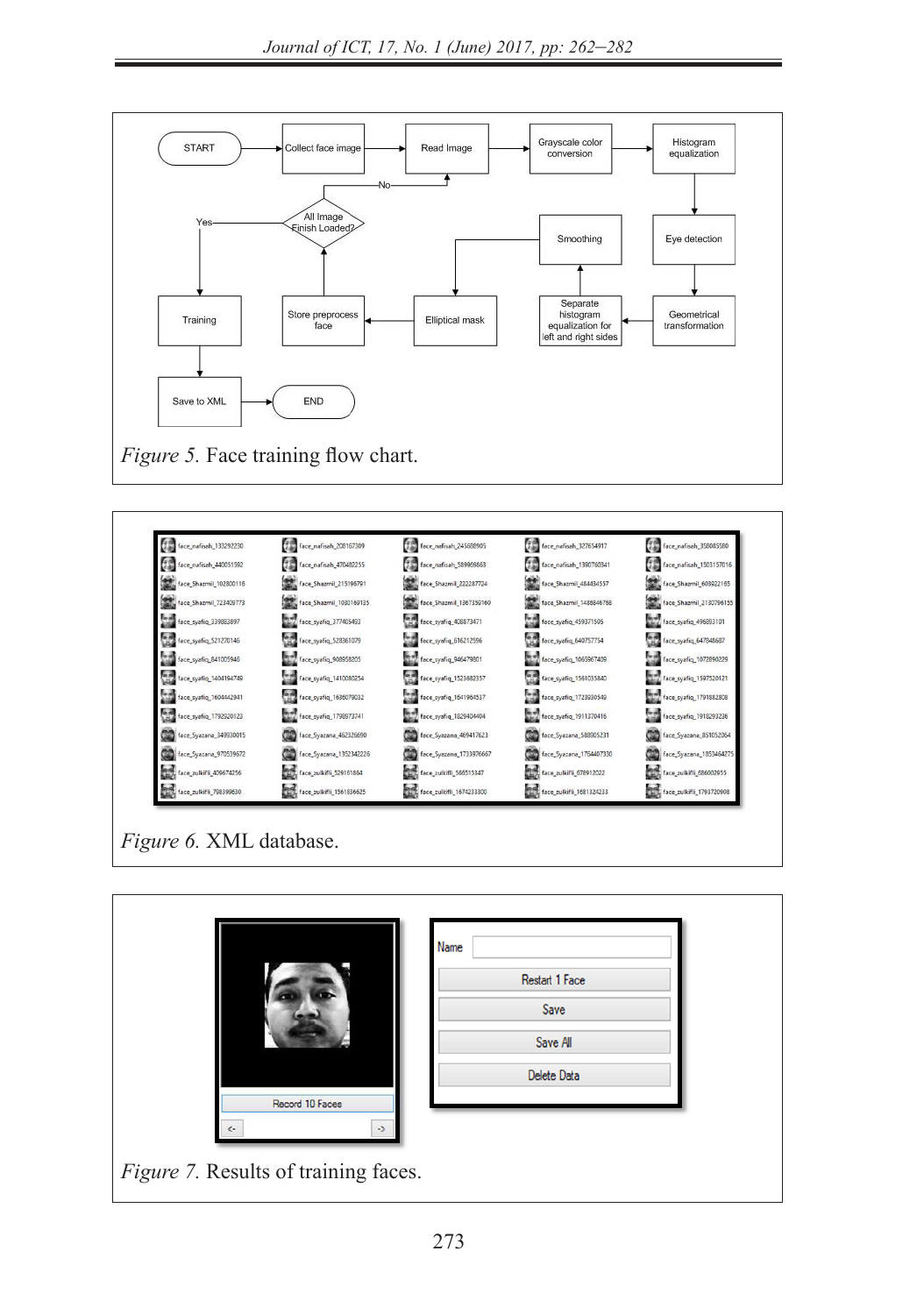*Figure 5.* Face training flow chart.

*Figure 6.* XML database.

*Figure 7.* Results of training faces.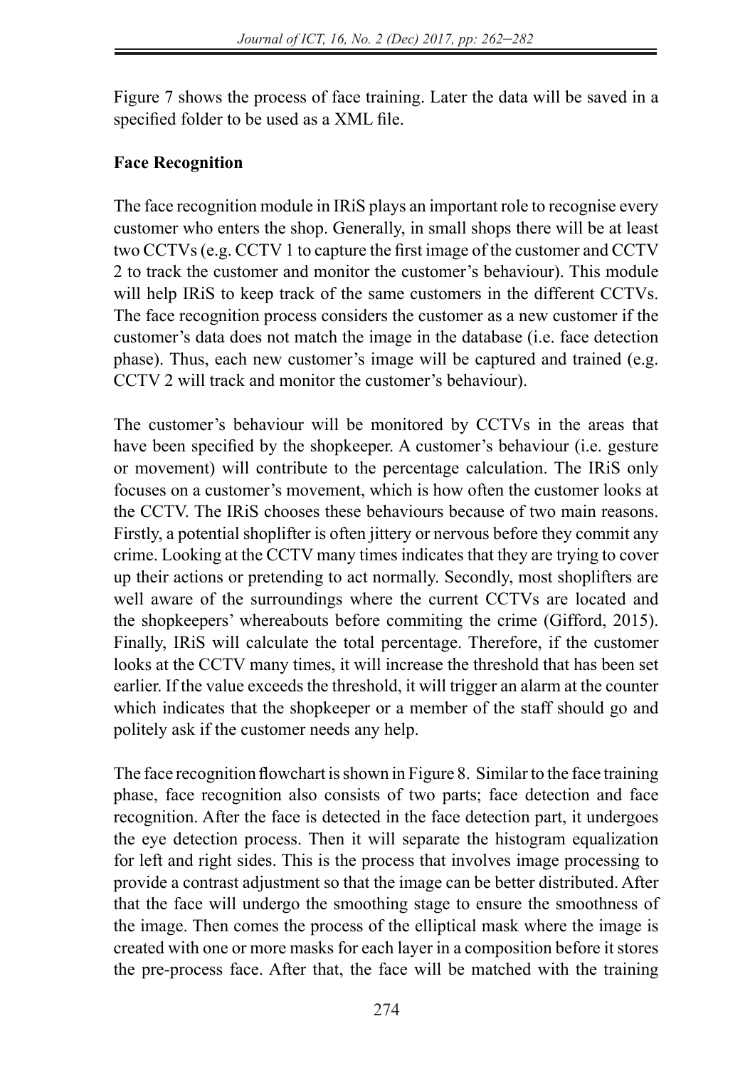Figure 7 shows the process of face training. Later the data will be saved in a specified folder to be used as a XML file.

**Face Recognition**

The face recognition module in IRiS plays an important role to recognise every customer who enters the shop. Generally, in small shops there will be at least two CCTVs (e.g. CCTV 1 to capture the first image of the customer and CCTV 2 to track the customer and monitor the customer's behaviour). This module will help IRiS to keep track of the same customers in the different CCTVs. The face recognition process considers the customer as a new customer if the customer's data does not match the image in the database (i.e. face detection phase). Thus, each new customer's image will be captured and trained (e.g. CCTV 2 will track and monitor the customer's behaviour).

The customer's behaviour will be monitored by CCTVs in the areas that have been specified by the shopkeeper. A customer's behaviour (i.e. gesture or movement) will contribute to the percentage calculation. The IRiS only focuses on a customer's movement, which is how often the customer looks at the CCTV. The IRiS chooses these behaviours because of two main reasons. Firstly, a potential shoplifter is often jittery or nervous before they commit any crime. Looking at the CCTV many times indicates that they are trying to cover up their actions or pretending to act normally. Secondly, most shoplifters are well aware of the surroundings where the current CCTVs are located and the shopkeepers' whereabouts before commiting the crime (Gifford, 2015). Finally, IRiS will calculate the total percentage. Therefore, if the customer looks at the CCTV many times, it will increase the threshold that has been set earlier. If the value exceeds the threshold, it will trigger an alarm at the counter which indicates that the shopkeeper or a member of the staff should go and politely ask if the customer needs any help.

The face recognition flowchart is shown in Figure 8. Similar to the face training phase, face recognition also consists of two parts; face detection and face recognition. After the face is detected in the face detection part, it undergoes the eye detection process. Then it will separate the histogram equalization for left and right sides. This is the process that involves image processing to provide a contrast adjustment so that the image can be better distributed. After that the face will undergo the smoothing stage to ensure the smoothness of the image. Then comes the process of the elliptical mask where the image is created with one or more masks for each layer in a composition before it stores the pre-process face. After that, the face will be matched with the training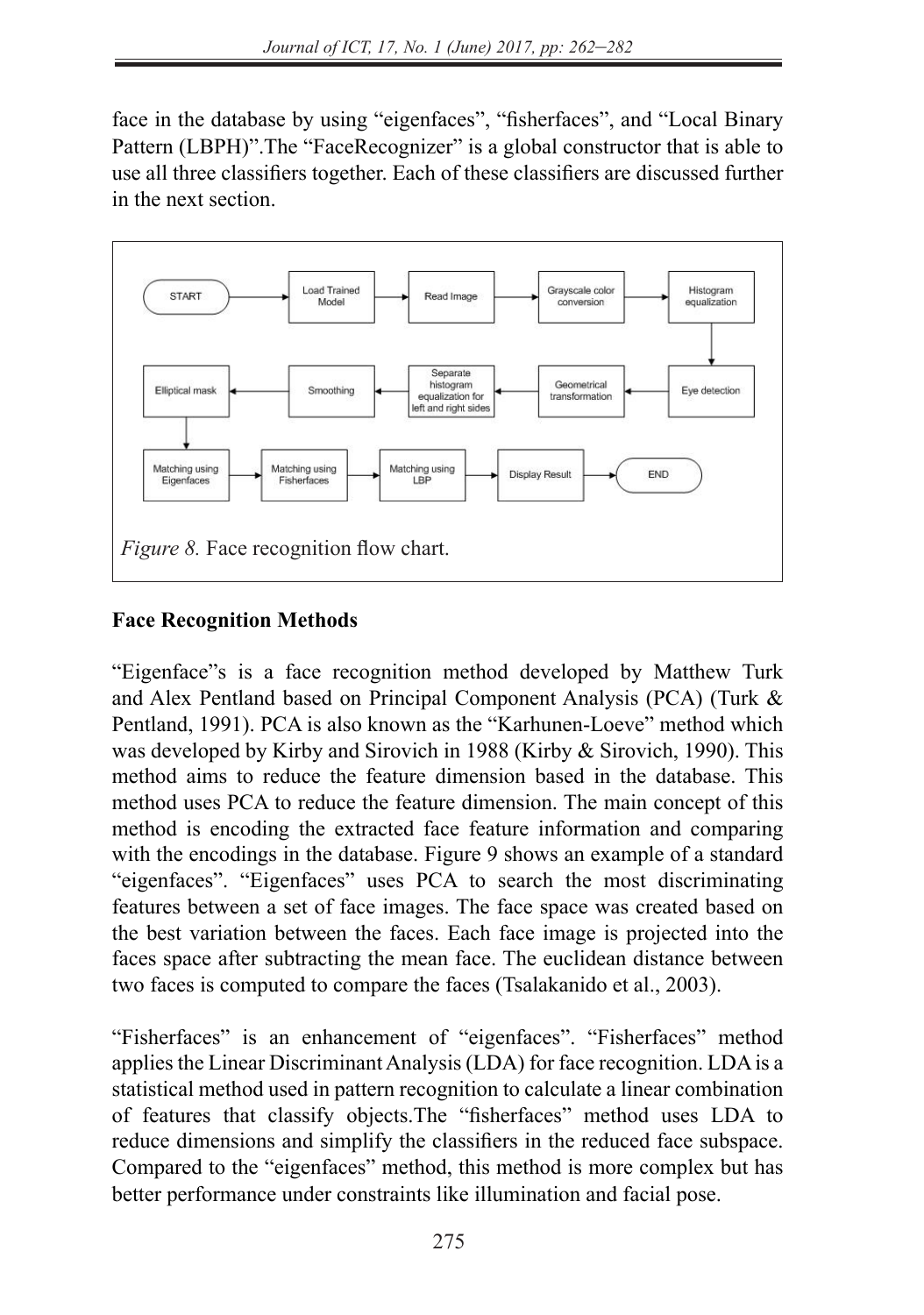face in the database by using "eigenfaces", "fisherfaces", and "Local Binary Pattern (LBPH)".The "FaceRecognizer" is a global constructor that is able to use all three classifiers together. Each of these classifiers are discussed further in the next section.

*Figure 8.* Face recognition flow chart.

**Face Recognition Methods**

"Eigenface"s is a face recognition method developed by Matthew Turk and Alex Pentland based on Principal Component Analysis (PCA) (Turk & Pentland, 1991). PCA is also known as the "Karhunen-Loeve" method which was developed by Kirby and Sirovich in 1988 (Kirby & Sirovich, 1990). This method aims to reduce the feature dimension based in the database. This method uses PCA to reduce the feature dimension. The main concept of this method is encoding the extracted face feature information and comparing with the encodings in the database. Figure 9 shows an example of a standard "eigenfaces". "Eigenfaces" uses PCA to search the most discriminating features between a set of face images. The face space was created based on the best variation between the faces. Each face image is projected into the faces space after subtracting the mean face. The euclidean distance between two faces is computed to compare the faces (Tsalakanido et al., 2003).

"Fisherfaces" is an enhancement of "eigenfaces". "Fisherfaces" method applies the Linear Discriminant Analysis (LDA) for face recognition. LDA is a statistical method used in pattern recognition to calculate a linear combination of features that classify objects.The "fisherfaces" method uses LDA to reduce dimensions and simplify the classifiers in the reduced face subspace. Compared to the "eigenfaces" method, this method is more complex but has better performance under constraints like illumination and facial pose.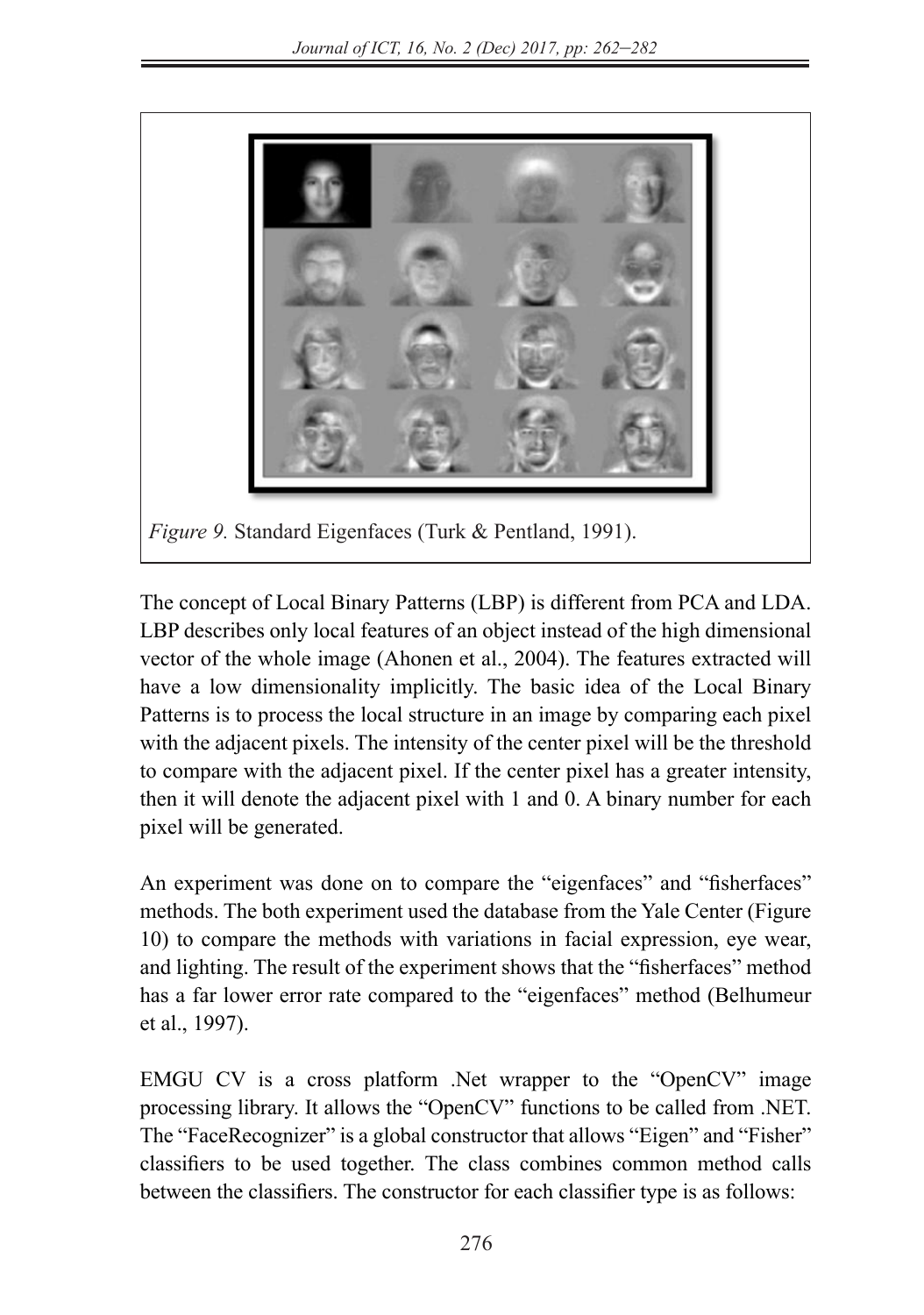*Figure 9.* Standard Eigenfaces (Turk & Pentland, 1991).

The concept of Local Binary Patterns (LBP) is different from PCA and LDA. LBP describes only local features of an object instead of the high dimensional vector of the whole image (Ahonen et al., 2004). The features extracted will have a low dimensionality implicitly. The basic idea of the Local Binary Patterns is to process the local structure in an image by comparing each pixel with the adjacent pixels. The intensity of the center pixel will be the threshold to compare with the adjacent pixel. If the center pixel has a greater intensity, then it will denote the adjacent pixel with 1 and 0. A binary number for each pixel will be generated.

An experiment was done on to compare the "eigenfaces" and "fisherfaces" methods. The both experiment used the database from the Yale Center (Figure 10) to compare the methods with variations in facial expression, eye wear, and lighting. The result of the experiment shows that the "fisherfaces" method has a far lower error rate compared to the "eigenfaces" method (Belhumeur et al., 1997).

EMGU CV is a cross platform .Net wrapper to the "OpenCV" image processing library. It allows the "OpenCV" functions to be called from .NET. The "FaceRecognizer" is a global constructor that allows "Eigen" and "Fisher" classifiers to be used together. The class combines common method calls between the classifiers. The constructor for each classifier type is as follows: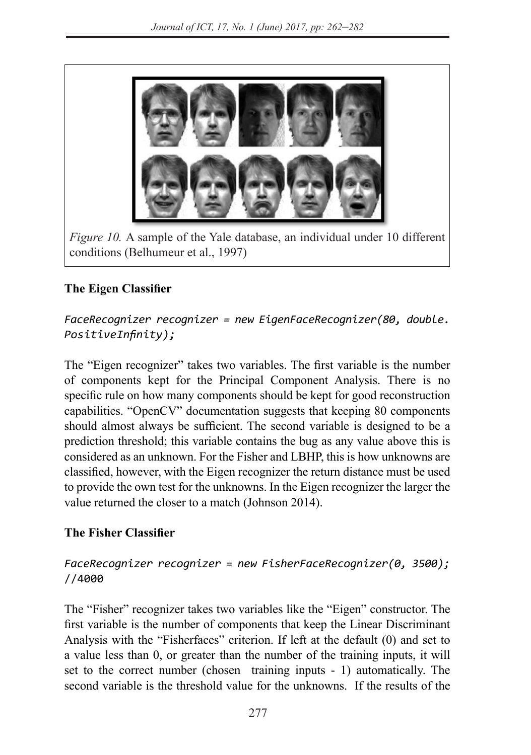*Figure 10.* A sample of the Yale database, an individual under 10 different conditions (Belhumeur et al., 1997)

**The Eigen Classifier**

```
FaceRecognizer recognizer = new EigenFaceRecognizer(80, double.
PositiveInfinity);
```

The "Eigen recognizer" takes two variables. The first variable is the number of components kept for the Principal Component Analysis. There is no specific rule on how many components should be kept for good reconstruction capabilities. "OpenCV" documentation suggests that keeping 80 components should almost always be sufficient. The second variable is designed to be a prediction threshold; this variable contains the bug as any value above this is considered as an unknown. For the Fisher and LBHP, this is how unknowns are classified, however, with the Eigen recognizer the return distance must be used to provide the own test for the unknowns. In the Eigen recognizer the larger the value returned the closer to a match (Johnson 2014).

**The Fisher Classifier**

```
FaceRecognizer recognizer = new FisherFaceRecognizer(0, 3500);
//4000
```

The "Fisher" recognizer takes two variables like the "Eigen" constructor. The first variable is the number of components that keep the Linear Discriminant Analysis with the "Fisherfaces" criterion. If left at the default (0) and set to a value less than 0, or greater than the number of the training inputs, it will set to the correct number (chosen training inputs - 1) automatically. The second variable is the threshold value for the unknowns. If the results of the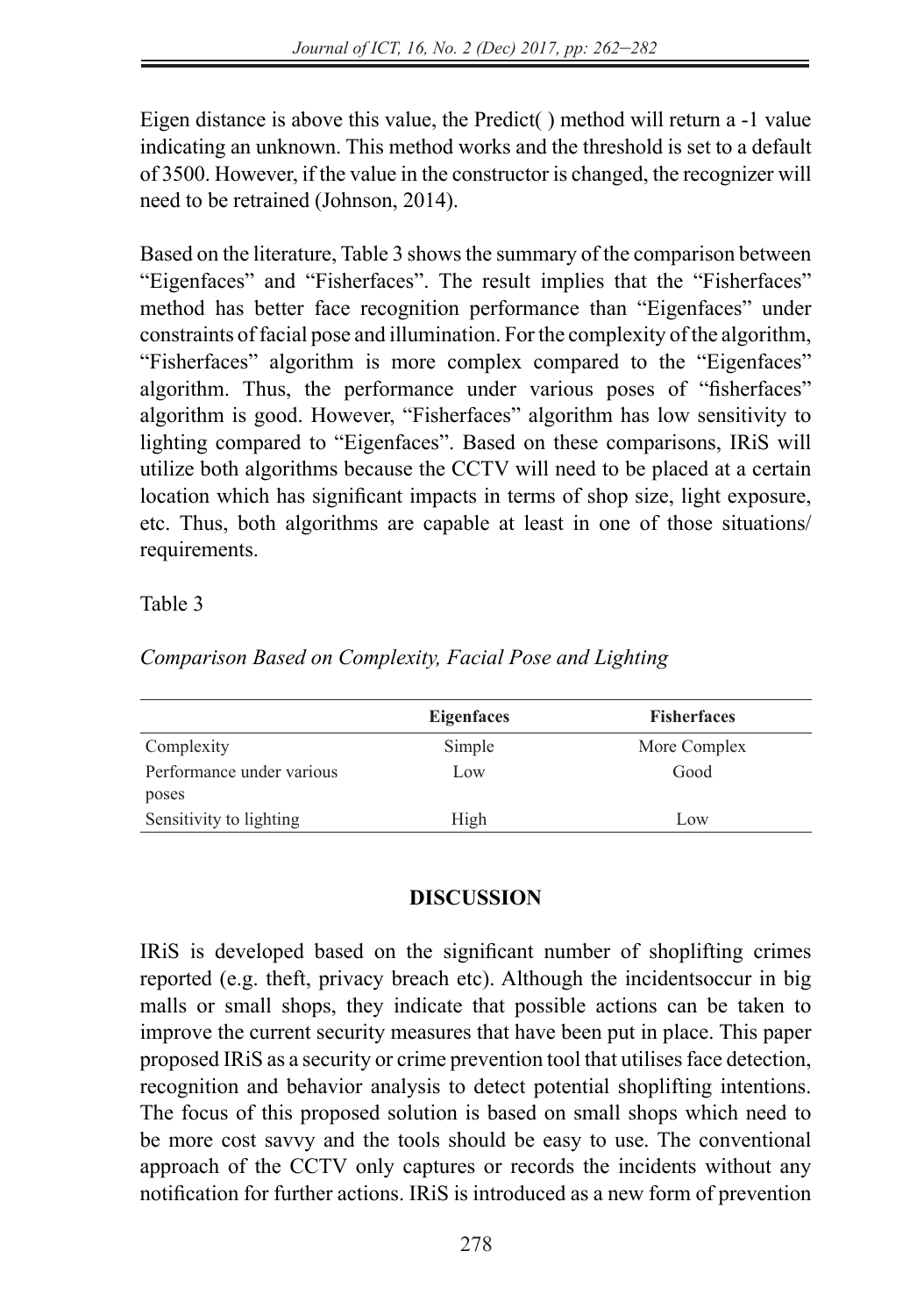Eigen distance is above this value, the Predict( ) method will return a -1 value indicating an unknown. This method works and the threshold is set to a default of 3500. However, if the value in the constructor is changed, the recognizer will need to be retrained (Johnson, 2014).

Based on the literature, Table 3 shows the summary of the comparison between "Eigenfaces" and "Fisherfaces". The result implies that the "Fisherfaces" method has better face recognition performance than "Eigenfaces" under constraints of facial pose and illumination. For the complexity of the algorithm, "Fisherfaces" algorithm is more complex compared to the "Eigenfaces" algorithm. Thus, the performance under various poses of "fisherfaces" algorithm is good. However, "Fisherfaces" algorithm has low sensitivity to lighting compared to "Eigenfaces". Based on these comparisons, IRiS will utilize both algorithms because the CCTV will need to be placed at a certain location which has significant impacts in terms of shop size, light exposure, etc. Thus, both algorithms are capable at least in one of those situations/ requirements.

Table 3

*Comparison Based on Complexity, Facial Pose and Lighting*

| | **Eigenfaces** | **Fisherfaces** |
|---|---|---|
| Complexity | Simple | More Complex |
| Performance under various poses | Low | Good |
| Sensitivity to lighting | High | Low |

## DISCUSSION

IRiS is developed based on the significant number of shoplifting crimes reported (e.g. theft, privacy breach etc). Although the incidentsoccur in big malls or small shops, they indicate that possible actions can be taken to improve the current security measures that have been put in place. This paper proposed IRiS as a security or crime prevention tool that utilises face detection, recognition and behavior analysis to detect potential shoplifting intentions. The focus of this proposed solution is based on small shops which need to be more cost savvy and the tools should be easy to use. The conventional approach of the CCTV only captures or records the incidents without any notification for further actions. IRiS is introduced as a new form of prevention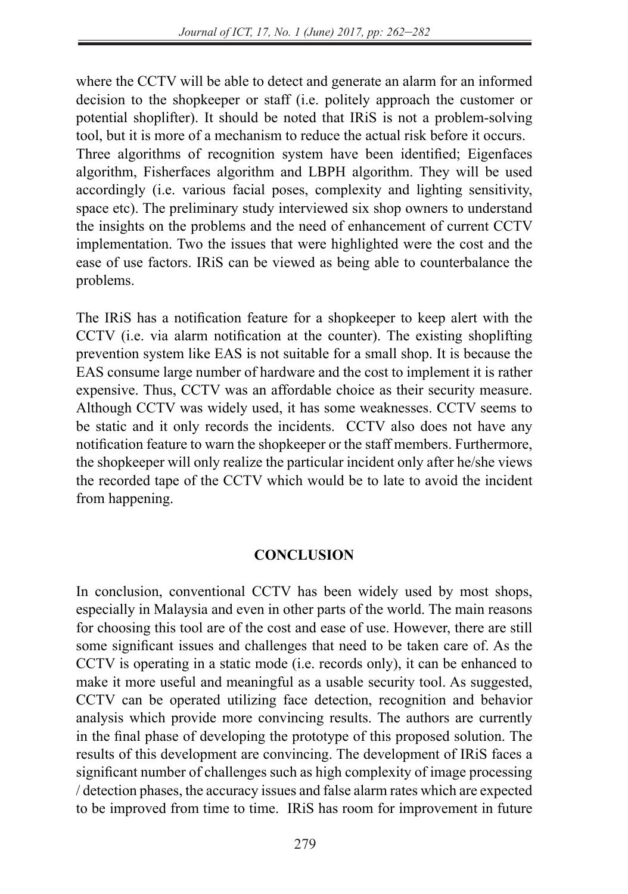where the CCTV will be able to detect and generate an alarm for an informed decision to the shopkeeper or staff (i.e. politely approach the customer or potential shoplifter). It should be noted that IRiS is not a problem-solving tool, but it is more of a mechanism to reduce the actual risk before it occurs. Three algorithms of recognition system have been identified; Eigenfaces algorithm, Fisherfaces algorithm and LBPH algorithm. They will be used accordingly (i.e. various facial poses, complexity and lighting sensitivity, space etc). The preliminary study interviewed six shop owners to understand the insights on the problems and the need of enhancement of current CCTV implementation. Two the issues that were highlighted were the cost and the ease of use factors. IRiS can be viewed as being able to counterbalance the problems.

The IRiS has a notification feature for a shopkeeper to keep alert with the CCTV (i.e. via alarm notification at the counter). The existing shoplifting prevention system like EAS is not suitable for a small shop. It is because the EAS consume large number of hardware and the cost to implement it is rather expensive. Thus, CCTV was an affordable choice as their security measure. Although CCTV was widely used, it has some weaknesses. CCTV seems to be static and it only records the incidents. CCTV also does not have any notification feature to warn the shopkeeper or the staff members. Furthermore, the shopkeeper will only realize the particular incident only after he/she views the recorded tape of the CCTV which would be to late to avoid the incident from happening.

## CONCLUSION

In conclusion, conventional CCTV has been widely used by most shops, especially in Malaysia and even in other parts of the world. The main reasons for choosing this tool are of the cost and ease of use. However, there are still some significant issues and challenges that need to be taken care of. As the CCTV is operating in a static mode (i.e. records only), it can be enhanced to make it more useful and meaningful as a usable security tool. As suggested, CCTV can be operated utilizing face detection, recognition and behavior analysis which provide more convincing results. The authors are currently in the final phase of developing the prototype of this proposed solution. The results of this development are convincing. The development of IRiS faces a significant number of challenges such as high complexity of image processing / detection phases, the accuracy issues and false alarm rates which are expected to be improved from time to time. IRiS has room for improvement in future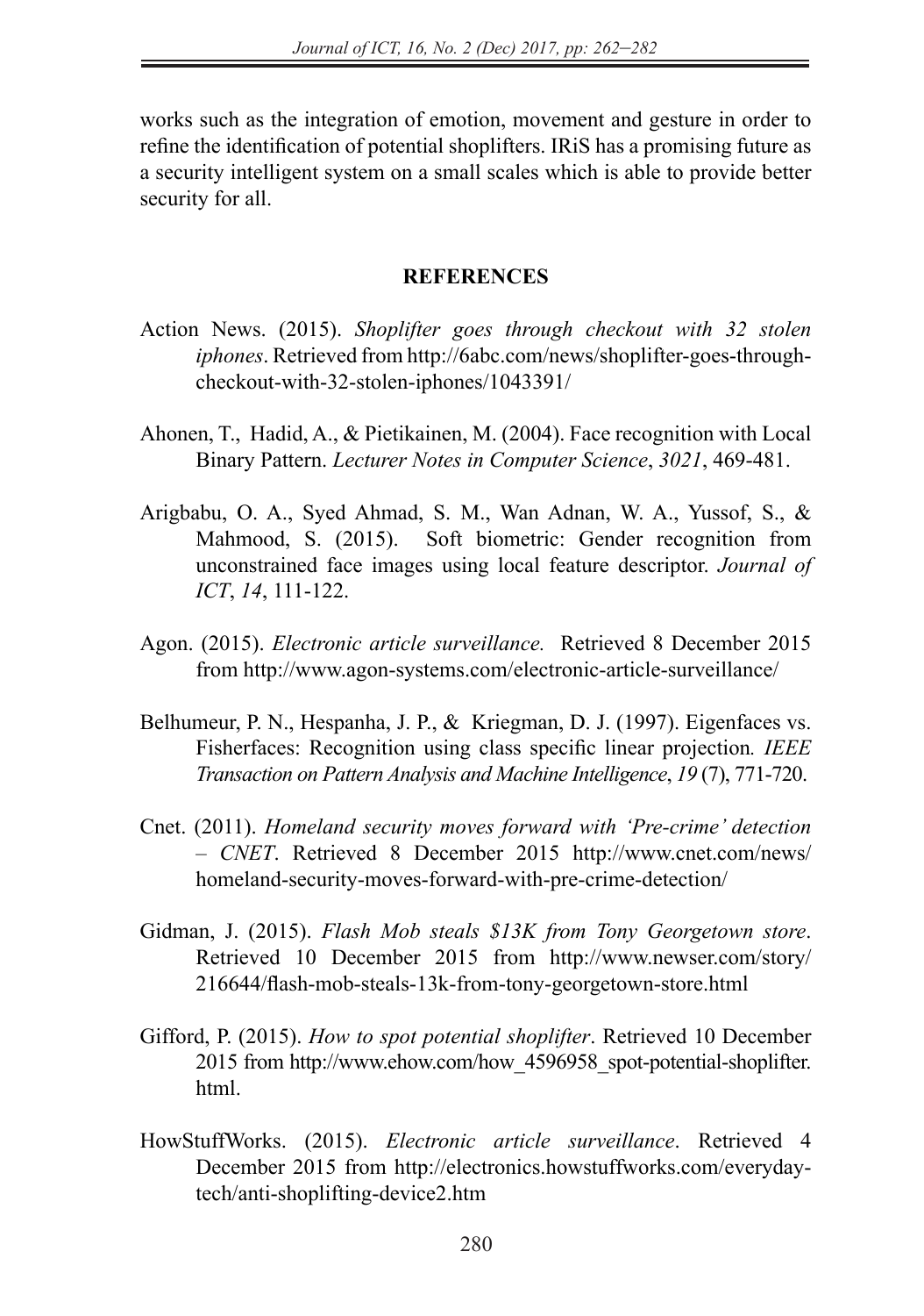works such as the integration of emotion, movement and gesture in order to refine the identification of potential shoplifters. IRiS has a promising future as a security intelligent system on a small scales which is able to provide better security for all.

## REFERENCES

Action News. (2015). *Shoplifter goes through checkout with 32 stolen iphones*. Retrieved from http://6abc.com/news/shoplifter-goes-through-checkout-with-32-stolen-iphones/1043391/

Ahonen, T., Hadid, A., & Pietikainen, M. (2004). Face recognition with Local Binary Pattern. *Lecturer Notes in Computer Science*, *3021*, 469-481.

Arigbabu, O. A., Syed Ahmad, S. M., Wan Adnan, W. A., Yussof, S., & Mahmood, S. (2015). Soft biometric: Gender recognition from unconstrained face images using local feature descriptor. *Journal of ICT*, *14*, 111-122.

Agon. (2015). *Electronic article surveillance.* Retrieved 8 December 2015 from http://www.agon-systems.com/electronic-article-surveillance/

Belhumeur, P. N., Hespanha, J. P., & Kriegman, D. J. (1997). Eigenfaces vs. Fisherfaces: Recognition using class specific linear projection. *IEEE Transaction on Pattern Analysis and Machine Intelligence*, *19* (7), 771-720.

Cnet. (2011). *Homeland security moves forward with 'Pre-crime' detection – CNET*. Retrieved 8 December 2015 http://www.cnet.com/news/homeland-security-moves-forward-with-pre-crime-detection/

Gidman, J. (2015). *Flash Mob steals $13K from Tony Georgetown store*. Retrieved 10 December 2015 from http://www.newser.com/story/216644/flash-mob-steals-13k-from-tony-georgetown-store.html

Gifford, P. (2015). *How to spot potential shoplifter*. Retrieved 10 December 2015 from http://www.ehow.com/how_4596958_spot-potential-shoplifter.html.

HowStuffWorks. (2015). *Electronic article surveillance*. Retrieved 4 December 2015 from http://electronics.howstuffworks.com/everyday-tech/anti-shoplifting-device2.htm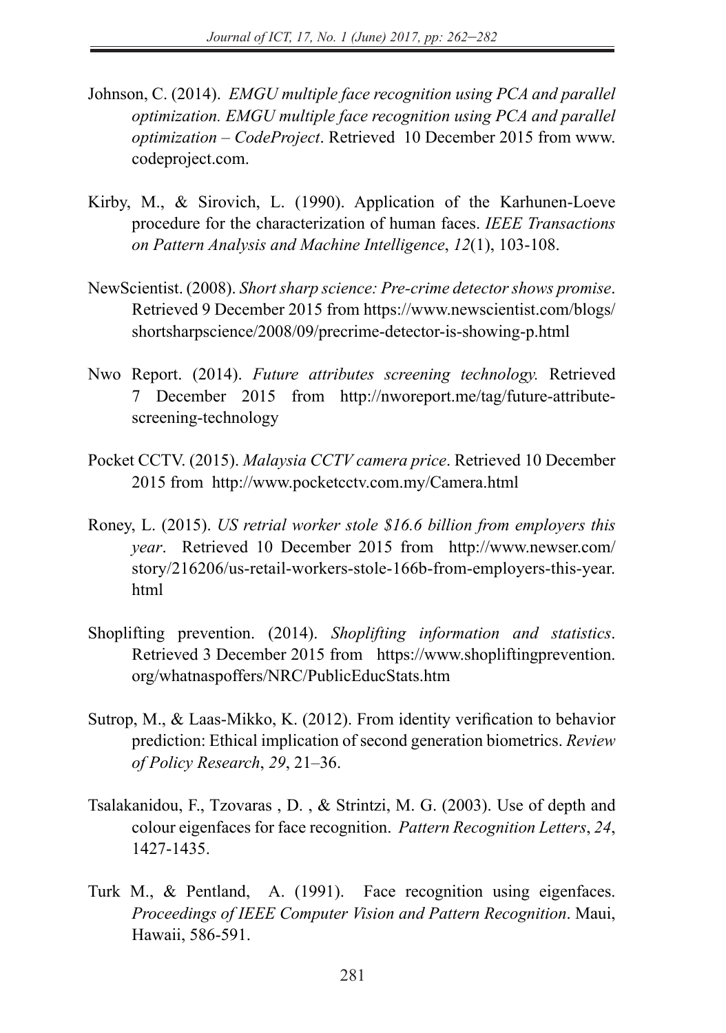Johnson, C. (2014). *EMGU multiple face recognition using PCA and parallel optimization. EMGU multiple face recognition using PCA and parallel optimization – CodeProject*. Retrieved 10 December 2015 from www.codeproject.com.

Kirby, M., & Sirovich, L. (1990). Application of the Karhunen-Loeve procedure for the characterization of human faces. *IEEE Transactions on Pattern Analysis and Machine Intelligence*, *12*(1), 103-108.

NewScientist. (2008). *Short sharp science: Pre-crime detector shows promise*. Retrieved 9 December 2015 from https://www.newscientist.com/blogs/shortsharpscience/2008/09/precrime-detector-is-showing-p.html

Nwo Report. (2014). *Future attributes screening technology.* Retrieved 7 December 2015 from http://nworeport.me/tag/future-attribute-screening-technology

Pocket CCTV. (2015). *Malaysia CCTV camera price*. Retrieved 10 December 2015 from http://www.pocketcctv.com.my/Camera.html

Roney, L. (2015). *US retrial worker stole $16.6 billion from employers this year*. Retrieved 10 December 2015 from http://www.newser.com/story/216206/us-retail-workers-stole-166b-from-employers-this-year.html

Shoplifting prevention. (2014). *Shoplifting information and statistics*. Retrieved 3 December 2015 from https://www.shopliftingprevention.org/whatnaspoffers/NRC/PublicEducStats.htm

Sutrop, M., & Laas-Mikko, K. (2012). From identity verification to behavior prediction: Ethical implication of second generation biometrics. *Review of Policy Research*, *29*, 21–36.

Tsalakanidou, F., Tzovaras , D. , & Strintzi, M. G. (2003). Use of depth and colour eigenfaces for face recognition. *Pattern Recognition Letters*, *24*, 1427-1435.

Turk M., & Pentland, A. (1991). Face recognition using eigenfaces. *Proceedings of IEEE Computer Vision and Pattern Recognition*. Maui, Hawaii, 586-591.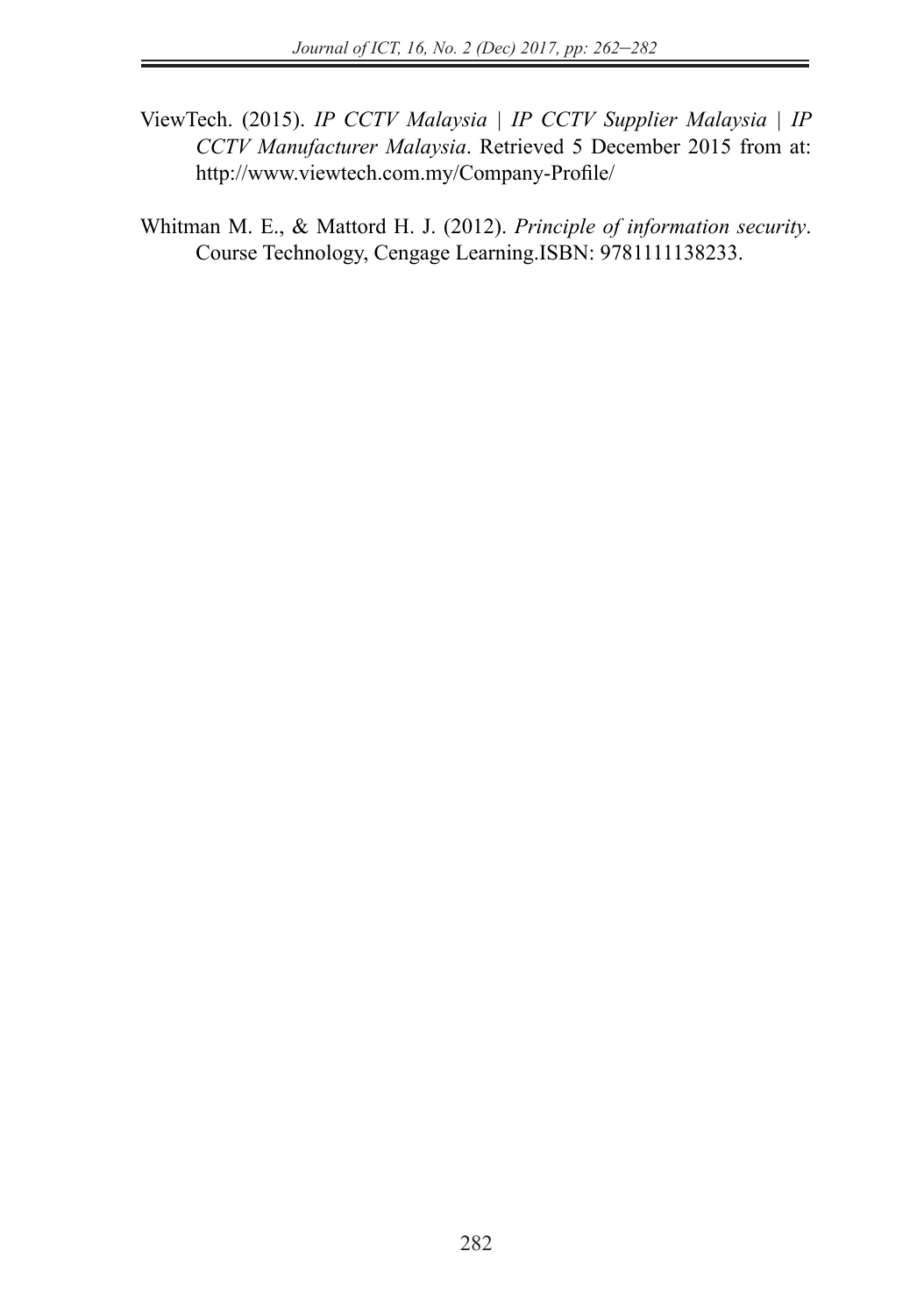ViewTech. (2015). *IP CCTV Malaysia | IP CCTV Supplier Malaysia | IP CCTV Manufacturer Malaysia*. Retrieved 5 December 2015 from at: http://www.viewtech.com.my/Company-Profile/

Whitman M. E., & Mattord H. J. (2012). *Principle of information security*. Course Technology, Cengage Learning.ISBN: 9781111138233.